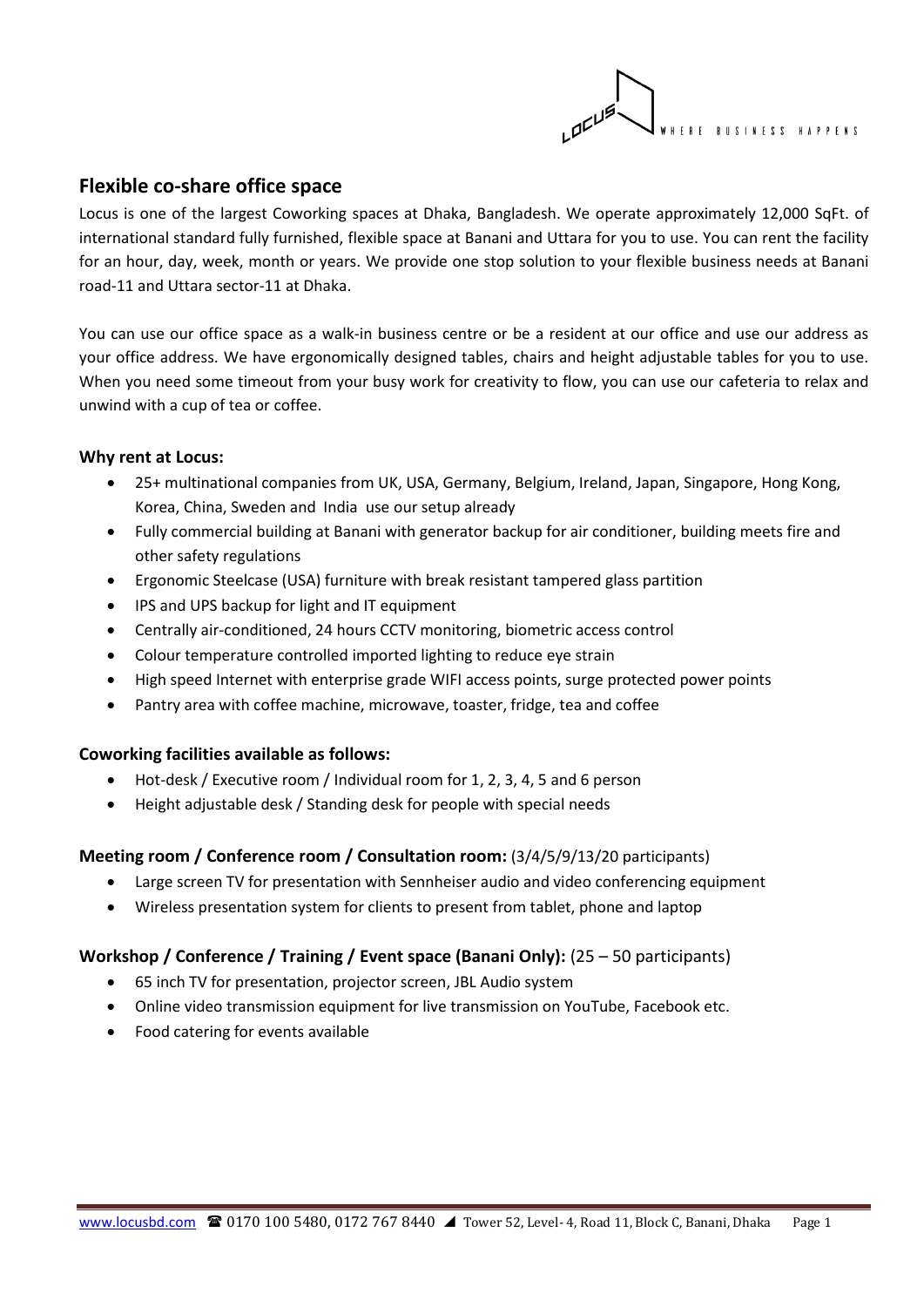## Flexible co-share office space

Locus is one of the largest Coworking spaces at Dhaka, Bangladesh. We operate approximately 12,000 SqFt. of international standard fully furnished, flexible space at Banani and Uttara for you to use. You can rent the facility for an hour, day, week, month or years. We provide one stop solution to your flexible business needs at Banani road-11 and Uttara sector-11 at Dhaka.

You can use our office space as a walk-in business centre or be a resident at our office and use our address as your office address. We have ergonomically designed tables, chairs and height adjustable tables for you to use. When you need some timeout from your busy work for creativity to flow, you can use our cafeteria to relax and unwind with a cup of tea or coffee.

**Why rent at Locus:**

- 25+ multinational companies from UK, USA, Germany, Belgium, Ireland, Japan, Singapore, Hong Kong, Korea, China, Sweden and India use our setup already
- Fully commercial building at Banani with generator backup for air conditioner, building meets fire and other safety regulations
- Ergonomic Steelcase (USA) furniture with break resistant tampered glass partition
- IPS and UPS backup for light and IT equipment
- Centrally air-conditioned, 24 hours CCTV monitoring, biometric access control
- Colour temperature controlled imported lighting to reduce eye strain
- High speed Internet with enterprise grade WIFI access points, surge protected power points
- Pantry area with coffee machine, microwave, toaster, fridge, tea and coffee

**Coworking facilities available as follows:**

- Hot-desk / Executive room / Individual room for 1, 2, 3, 4, 5 and 6 person
- Height adjustable desk / Standing desk for people with special needs

**Meeting room / Conference room / Consultation room:** (3/4/5/9/13/20 participants)

- Large screen TV for presentation with Sennheiser audio and video conferencing equipment
- Wireless presentation system for clients to present from tablet, phone and laptop

**Workshop / Conference / Training / Event space (Banani Only):** (25 – 50 participants)

- 65 inch TV for presentation, projector screen, JBL Audio system
- Online video transmission equipment for live transmission on YouTube, Facebook etc.
- Food catering for events available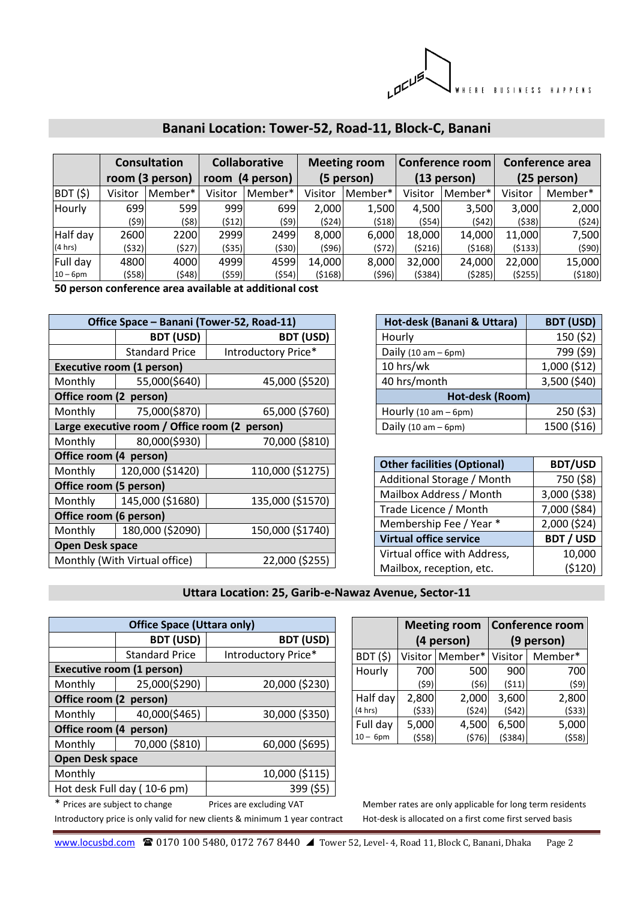LOCUS WHERE BUSINESS HAPPENS

## Banani Location: Tower-52, Road-11, Block-C, Banani

| | Consultation room (3 person) | | Collaborative room (4 person) | | Meeting room (5 person) | | Conference room (13 person) | | Conference area (25 person) | |
|---|---|---|---|---|---|---|---|---|---|---|
| BDT ($) | Visitor | Member* | Visitor | Member* | Visitor | Member* | Visitor | Member* | Visitor | Member* |
| Hourly | 699 ($9) | 599 ($8) | 999 ($12) | 699 ($9) | 2,000 ($24) | 1,500 ($18) | 4,500 ($54) | 3,500 ($42) | 3,000 ($38) | 2,000 ($24) |
| Half day (4 hrs) | 2600 ($32) | 2200 ($27) | 2999 ($35) | 2499 ($30) | 8,000 ($96) | 6,000 ($72) | 18,000 ($216) | 14,000 ($168) | 11,000 ($133) | 7,500 ($90) |
| Full day 10 – 6pm | 4800 ($58) | 4000 ($48) | 4999 ($59) | 4599 ($54) | 14,000 ($168) | 8,000 ($96) | 32,000 ($384) | 24,000 ($285) | 22,000 ($255) | 15,000 ($180) |

**50 person conference area available at additional cost**

| Office Space – Banani (Tower-52, Road-11) | | |
|---|---|---|
| | BDT (USD) | BDT (USD) |
| | Standard Price | Introductory Price* |
| **Executive room (1 person)** | | |
| Monthly | 55,000($640) | 45,000 ($520) |
| **Office room (2 person)** | | |
| Monthly | 75,000($870) | 65,000 ($760) |
| **Large executive room / Office room (2 person)** | | |
| Monthly | 80,000($930) | 70,000 ($810) |
| **Office room (4 person)** | | |
| Monthly | 120,000 ($1420) | 110,000 ($1275) |
| **Office room (5 person)** | | |
| Monthly | 145,000 ($1680) | 135,000 ($1570) |
| **Office room (6 person)** | | |
| Monthly | 180,000 ($2090) | 150,000 ($1740) |
| **Open Desk space** | | |
| Monthly (With Virtual office) | | 22,000 ($255) |

| Hot-desk (Banani & Uttara) | BDT (USD) |
|---|---|
| Hourly | 150 ($2) |
| Daily (10 am – 6pm) | 799 ($9) |
| 10 hrs/wk | 1,000 ($12) |
| 40 hrs/month | 3,500 ($40) |
| **Hot-desk (Room)** | |
| Hourly (10 am – 6pm) | 250 ($3) |
| Daily (10 am – 6pm) | 1500 ($16) |

| Other facilities (Optional) | BDT/USD |
|---|---|
| Additional Storage / Month | 750 ($8) |
| Mailbox Address / Month | 3,000 ($38) |
| Trade Licence / Month | 7,000 ($84) |
| Membership Fee / Year * | 2,000 ($24) |
| **Virtual office service** | **BDT / USD** |
| Virtual office with Address, Mailbox, reception, etc. | 10,000 ($120) |

## Uttara Location: 25, Garib-e-Nawaz Avenue, Sector-11

| Office Space (Uttara only) | | |
|---|---|---|
| | BDT (USD) | BDT (USD) |
| | Standard Price | Introductory Price* |
| **Executive room (1 person)** | | |
| Monthly | 25,000($290) | 20,000 ($230) |
| **Office room (2 person)** | | |
| Monthly | 40,000($465) | 30,000 ($350) |
| **Office room (4 person)** | | |
| Monthly | 70,000 ($810) | 60,000 ($695) |
| **Open Desk space** | | |
| Monthly | | 10,000 ($115) |
| Hot desk Full day ( 10-6 pm) | | 399 ($5) |

| | Meeting room (4 person) | | Conference room (9 person) | |
|---|---|---|---|---|
| BDT ($) | Visitor | Member* | Visitor | Member* |
| Hourly | 700 ($9) | 500 ($6) | 900 ($11) | 700 ($9) |
| Half day (4 hrs) | 2,800 ($33) | 2,000 ($24) | 3,600 ($42) | 2,800 ($33) |
| Full day 10 – 6pm | 5,000 ($58) | 4,500 ($76) | 6,500 ($384) | 5,000 ($58) |

* Prices are subject to change Prices are excluding VAT

Introductory price is only valid for new clients & minimum 1 year contract

Member rates are only applicable for long term residents

Hot-desk is allocated on a first come first served basis

www.locusbd.com ☎ 0170 100 5480, 0172 767 8440 ◢ Tower 52, Level- 4, Road 11, Block C, Banani, Dhaka